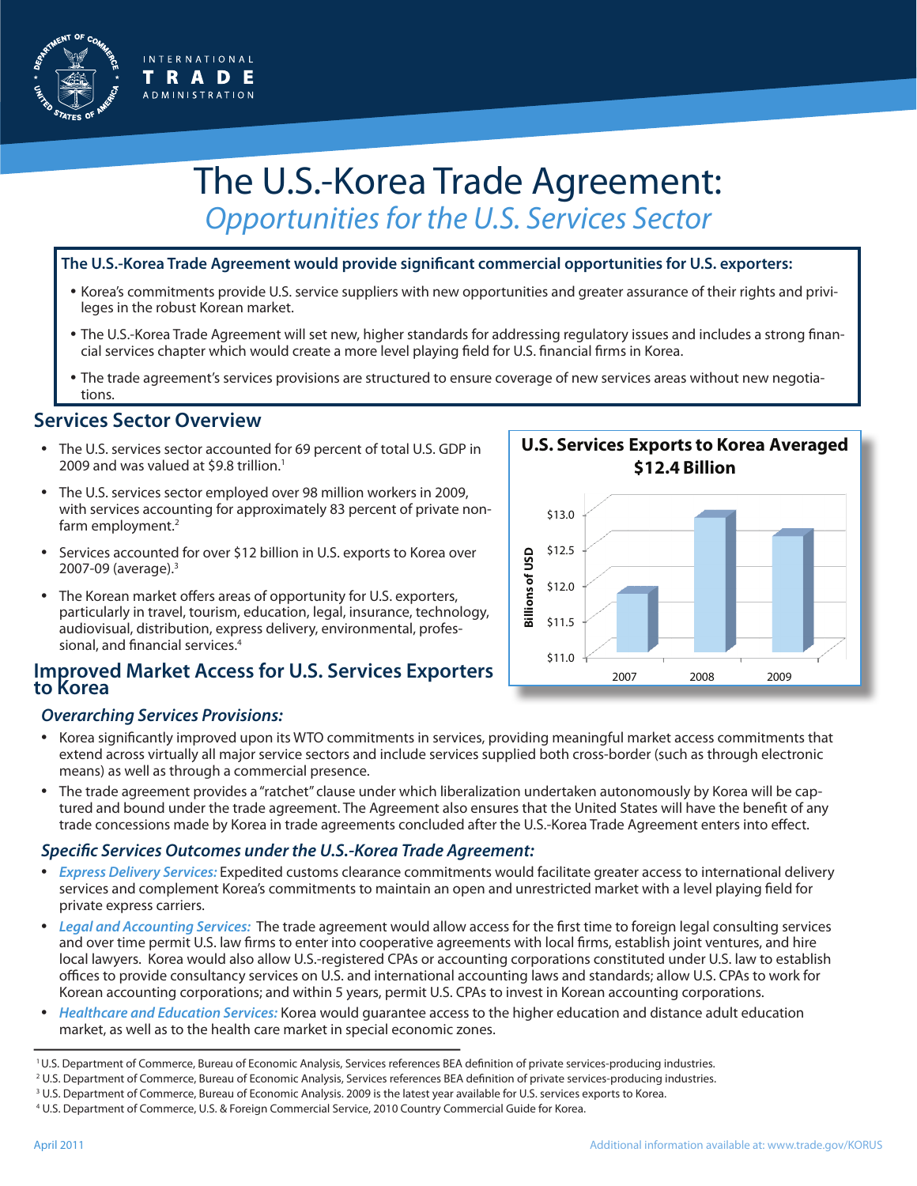INTERNATIONAL
**TRADE**
ADMINISTRATION

# The U.S.-Korea Trade Agreement:
## *Opportunities for the U.S. Services Sector*

**The U.S.-Korea Trade Agreement would provide significant commercial opportunities for U.S. exporters:**

- Korea's commitments provide U.S. service suppliers with new opportunities and greater assurance of their rights and privileges in the robust Korean market.
- The U.S.-Korea Trade Agreement will set new, higher standards for addressing regulatory issues and includes a strong financial services chapter which would create a more level playing field for U.S. financial firms in Korea.
- The trade agreement's services provisions are structured to ensure coverage of new services areas without new negotiations.

## Services Sector Overview

- The U.S. services sector accounted for 69 percent of total U.S. GDP in 2009 and was valued at $9.8 trillion.[1]
- The U.S. services sector employed over 98 million workers in 2009, with services accounting for approximately 83 percent of private non-farm employment.[2]
- Services accounted for over $12 billion in U.S. exports to Korea over 2007-09 (average).[3]
- The Korean market offers areas of opportunity for U.S. exporters, particularly in travel, tourism, education, legal, insurance, technology, audiovisual, distribution, express delivery, environmental, professional, and financial services.[4]

**U.S. Services Exports to Korea Averaged $12.4 Billion**

(Chart: Billions of USD; y-axis $11.0–$13.0; years 2007, 2008, 2009)

## Improved Market Access for U.S. Services Exporters to Korea

### *Overarching Services Provisions:*

- Korea significantly improved upon its WTO commitments in services, providing meaningful market access commitments that extend across virtually all major service sectors and include services supplied both cross-border (such as through electronic means) as well as through a commercial presence.
- The trade agreement provides a "ratchet" clause under which liberalization undertaken autonomously by Korea will be captured and bound under the trade agreement. The Agreement also ensures that the United States will have the benefit of any trade concessions made by Korea in trade agreements concluded after the U.S.-Korea Trade Agreement enters into effect.

### *Specific Services Outcomes under the U.S.-Korea Trade Agreement:*

- ***Express Delivery Services:*** Expedited customs clearance commitments would facilitate greater access to international delivery services and complement Korea's commitments to maintain an open and unrestricted market with a level playing field for private express carriers.
- ***Legal and Accounting Services:*** The trade agreement would allow access for the first time to foreign legal consulting services and over time permit U.S. law firms to enter into cooperative agreements with local firms, establish joint ventures, and hire local lawyers. Korea would also allow U.S.-registered CPAs or accounting corporations constituted under U.S. law to establish offices to provide consultancy services on U.S. and international accounting laws and standards; allow U.S. CPAs to work for Korean accounting corporations; and within 5 years, permit U.S. CPAs to invest in Korean accounting corporations.
- ***Healthcare and Education Services:*** Korea would guarantee access to the higher education and distance adult education market, as well as to the health care market in special economic zones.

---

[1] U.S. Department of Commerce, Bureau of Economic Analysis, Services references BEA definition of private services-producing industries.
[2] U.S. Department of Commerce, Bureau of Economic Analysis, Services references BEA definition of private services-producing industries.
[3] U.S. Department of Commerce, Bureau of Economic Analysis. 2009 is the latest year available for U.S. services exports to Korea.
[4] U.S. Department of Commerce, U.S. & Foreign Commercial Service, 2010 Country Commercial Guide for Korea.

April 2011

Additional information available at: www.trade.gov/KORUS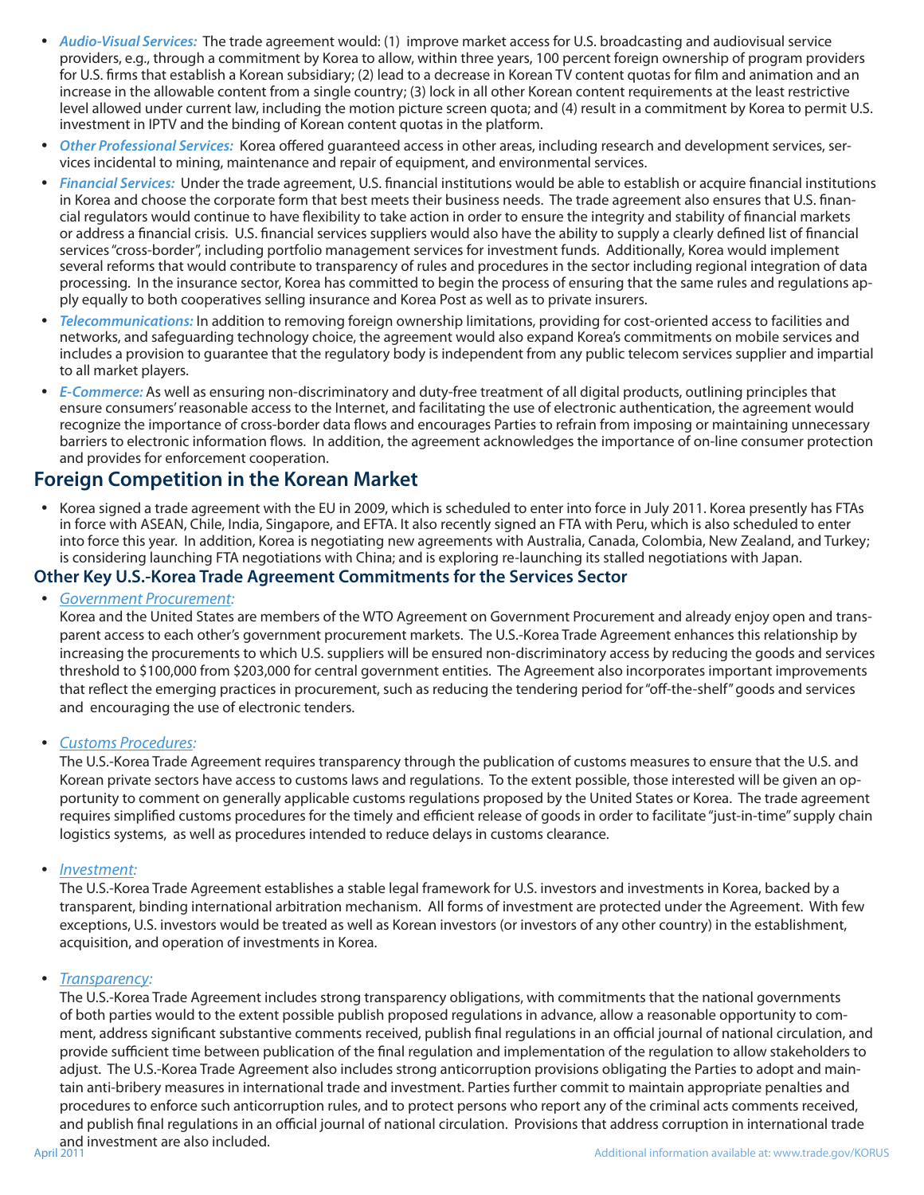- ***Audio-Visual Services:*** The trade agreement would: (1) improve market access for U.S. broadcasting and audiovisual service providers, e.g., through a commitment by Korea to allow, within three years, 100 percent foreign ownership of program providers for U.S. firms that establish a Korean subsidiary; (2) lead to a decrease in Korean TV content quotas for film and animation and an increase in the allowable content from a single country; (3) lock in all other Korean content requirements at the least restrictive level allowed under current law, including the motion picture screen quota; and (4) result in a commitment by Korea to permit U.S. investment in IPTV and the binding of Korean content quotas in the platform.
- ***Other Professional Services:*** Korea offered guaranteed access in other areas, including research and development services, services incidental to mining, maintenance and repair of equipment, and environmental services.
- ***Financial Services:*** Under the trade agreement, U.S. financial institutions would be able to establish or acquire financial institutions in Korea and choose the corporate form that best meets their business needs. The trade agreement also ensures that U.S. financial regulators would continue to have flexibility to take action in order to ensure the integrity and stability of financial markets or address a financial crisis. U.S. financial services suppliers would also have the ability to supply a clearly defined list of financial services "cross-border", including portfolio management services for investment funds. Additionally, Korea would implement several reforms that would contribute to transparency of rules and procedures in the sector including regional integration of data processing. In the insurance sector, Korea has committed to begin the process of ensuring that the same rules and regulations apply equally to both cooperatives selling insurance and Korea Post as well as to private insurers.
- ***Telecommunications:*** In addition to removing foreign ownership limitations, providing for cost-oriented access to facilities and networks, and safeguarding technology choice, the agreement would also expand Korea's commitments on mobile services and includes a provision to guarantee that the regulatory body is independent from any public telecom services supplier and impartial to all market players.
- ***E-Commerce:*** As well as ensuring non-discriminatory and duty-free treatment of all digital products, outlining principles that ensure consumers' reasonable access to the Internet, and facilitating the use of electronic authentication, the agreement would recognize the importance of cross-border data flows and encourages Parties to refrain from imposing or maintaining unnecessary barriers to electronic information flows. In addition, the agreement acknowledges the importance of on-line consumer protection and provides for enforcement cooperation.

## Foreign Competition in the Korean Market

- Korea signed a trade agreement with the EU in 2009, which is scheduled to enter into force in July 2011. Korea presently has FTAs in force with ASEAN, Chile, India, Singapore, and EFTA. It also recently signed an FTA with Peru, which is also scheduled to enter into force this year. In addition, Korea is negotiating new agreements with Australia, Canada, Colombia, New Zealand, and Turkey; is considering launching FTA negotiations with China; and is exploring re-launching its stalled negotiations with Japan.

### Other Key U.S.-Korea Trade Agreement Commitments for the Services Sector

- *Government Procurement:*
  Korea and the United States are members of the WTO Agreement on Government Procurement and already enjoy open and transparent access to each other's government procurement markets. The U.S.-Korea Trade Agreement enhances this relationship by increasing the procurements to which U.S. suppliers will be ensured non-discriminatory access by reducing the goods and services threshold to $100,000 from $203,000 for central government entities. The Agreement also incorporates important improvements that reflect the emerging practices in procurement, such as reducing the tendering period for "off-the-shelf" goods and services and encouraging the use of electronic tenders.

- *Customs Procedures:*
  The U.S.-Korea Trade Agreement requires transparency through the publication of customs measures to ensure that the U.S. and Korean private sectors have access to customs laws and regulations. To the extent possible, those interested will be given an opportunity to comment on generally applicable customs regulations proposed by the United States or Korea. The trade agreement requires simplified customs procedures for the timely and efficient release of goods in order to facilitate "just-in-time" supply chain logistics systems, as well as procedures intended to reduce delays in customs clearance.

- *Investment:*
  The U.S.-Korea Trade Agreement establishes a stable legal framework for U.S. investors and investments in Korea, backed by a transparent, binding international arbitration mechanism. All forms of investment are protected under the Agreement. With few exceptions, U.S. investors would be treated as well as Korean investors (or investors of any other country) in the establishment, acquisition, and operation of investments in Korea.

- *Transparency:*
  The U.S.-Korea Trade Agreement includes strong transparency obligations, with commitments that the national governments of both parties would to the extent possible publish proposed regulations in advance, allow a reasonable opportunity to comment, address significant substantive comments received, publish final regulations in an official journal of national circulation, and provide sufficient time between publication of the final regulation and implementation of the regulation to allow stakeholders to adjust. The U.S.-Korea Trade Agreement also includes strong anticorruption provisions obligating the Parties to adopt and maintain anti-bribery measures in international trade and investment. Parties further commit to maintain appropriate penalties and procedures to enforce such anticorruption rules, and to protect persons who report any of the criminal acts comments received, and publish final regulations in an official journal of national circulation. Provisions that address corruption in international trade and investment are also included.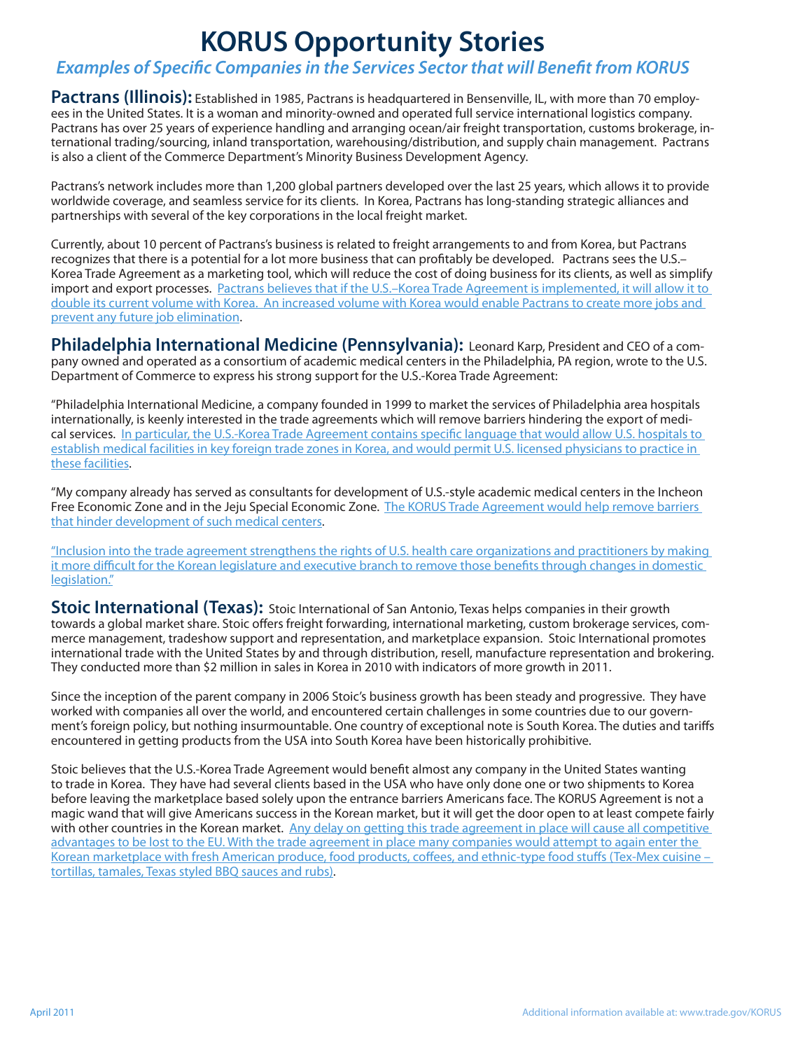# KORUS Opportunity Stories

## *Examples of Specific Companies in the Services Sector that will Benefit from KORUS*

**Pactrans (Illinois):** Established in 1985, Pactrans is headquartered in Bensenville, IL, with more than 70 employees in the United States. It is a woman and minority-owned and operated full service international logistics company. Pactrans has over 25 years of experience handling and arranging ocean/air freight transportation, customs brokerage, international trading/sourcing, inland transportation, warehousing/distribution, and supply chain management. Pactrans is also a client of the Commerce Department's Minority Business Development Agency.

Pactrans's network includes more than 1,200 global partners developed over the last 25 years, which allows it to provide worldwide coverage, and seamless service for its clients. In Korea, Pactrans has long-standing strategic alliances and partnerships with several of the key corporations in the local freight market.

Currently, about 10 percent of Pactrans's business is related to freight arrangements to and from Korea, but Pactrans recognizes that there is a potential for a lot more business that can profitably be developed. Pactrans sees the U.S.–Korea Trade Agreement as a marketing tool, which will reduce the cost of doing business for its clients, as well as simplify import and export processes. Pactrans believes that if the U.S.–Korea Trade Agreement is implemented, it will allow it to double its current volume with Korea. An increased volume with Korea would enable Pactrans to create more jobs and prevent any future job elimination.

**Philadelphia International Medicine (Pennsylvania):** Leonard Karp, President and CEO of a company owned and operated as a consortium of academic medical centers in the Philadelphia, PA region, wrote to the U.S. Department of Commerce to express his strong support for the U.S.-Korea Trade Agreement:

"Philadelphia International Medicine, a company founded in 1999 to market the services of Philadelphia area hospitals internationally, is keenly interested in the trade agreements which will remove barriers hindering the export of medical services. In particular, the U.S.-Korea Trade Agreement contains specific language that would allow U.S. hospitals to establish medical facilities in key foreign trade zones in Korea, and would permit U.S. licensed physicians to practice in these facilities.

"My company already has served as consultants for development of U.S.-style academic medical centers in the Incheon Free Economic Zone and in the Jeju Special Economic Zone. The KORUS Trade Agreement would help remove barriers that hinder development of such medical centers.

"Inclusion into the trade agreement strengthens the rights of U.S. health care organizations and practitioners by making it more difficult for the Korean legislature and executive branch to remove those benefits through changes in domestic legislation."

**Stoic International (Texas):** Stoic International of San Antonio, Texas helps companies in their growth towards a global market share. Stoic offers freight forwarding, international marketing, custom brokerage services, commerce management, tradeshow support and representation, and marketplace expansion. Stoic International promotes international trade with the United States by and through distribution, resell, manufacture representation and brokering. They conducted more than $2 million in sales in Korea in 2010 with indicators of more growth in 2011.

Since the inception of the parent company in 2006 Stoic's business growth has been steady and progressive. They have worked with companies all over the world, and encountered certain challenges in some countries due to our government's foreign policy, but nothing insurmountable. One country of exceptional note is South Korea. The duties and tariffs encountered in getting products from the USA into South Korea have been historically prohibitive.

Stoic believes that the U.S.-Korea Trade Agreement would benefit almost any company in the United States wanting to trade in Korea. They have had several clients based in the USA who have only done one or two shipments to Korea before leaving the marketplace based solely upon the entrance barriers Americans face. The KORUS Agreement is not a magic wand that will give Americans success in the Korean market, but it will get the door open to at least compete fairly with other countries in the Korean market. Any delay on getting this trade agreement in place will cause all competitive advantages to be lost to the EU. With the trade agreement in place many companies would attempt to again enter the Korean marketplace with fresh American produce, food products, coffees, and ethnic-type food stuffs (Tex-Mex cuisine – tortillas, tamales, Texas styled BBQ sauces and rubs).

April 2011

Additional information available at: www.trade.gov/KORUS